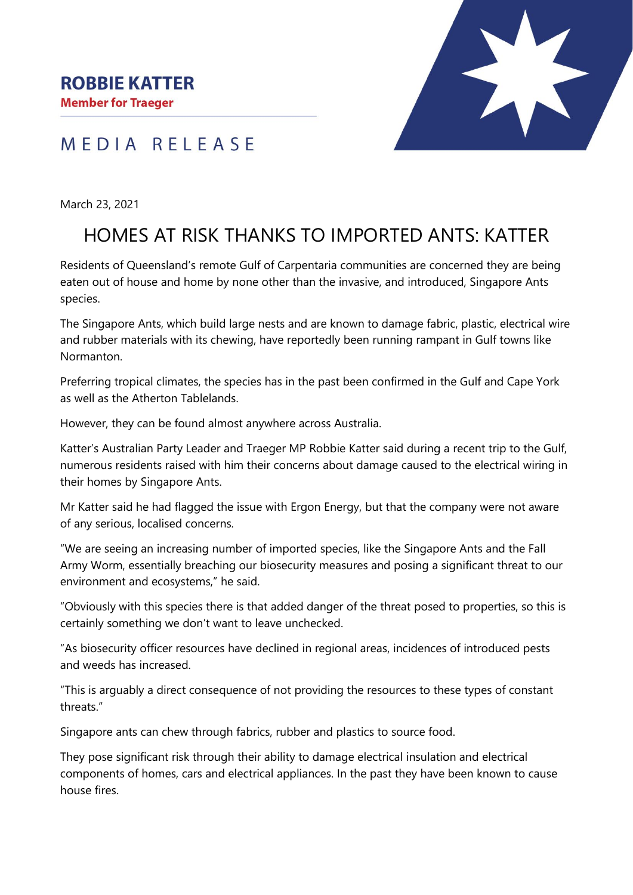**ROBBIE KATTER**
**Member for Traeger**

MEDIA RELEASE

March 23, 2021

# HOMES AT RISK THANKS TO IMPORTED ANTS: KATTER

Residents of Queensland's remote Gulf of Carpentaria communities are concerned they are being eaten out of house and home by none other than the invasive, and introduced, Singapore Ants species.

The Singapore Ants, which build large nests and are known to damage fabric, plastic, electrical wire and rubber materials with its chewing, have reportedly been running rampant in Gulf towns like Normanton.

Preferring tropical climates, the species has in the past been confirmed in the Gulf and Cape York as well as the Atherton Tablelands.

However, they can be found almost anywhere across Australia.

Katter's Australian Party Leader and Traeger MP Robbie Katter said during a recent trip to the Gulf, numerous residents raised with him their concerns about damage caused to the electrical wiring in their homes by Singapore Ants.

Mr Katter said he had flagged the issue with Ergon Energy, but that the company were not aware of any serious, localised concerns.

"We are seeing an increasing number of imported species, like the Singapore Ants and the Fall Army Worm, essentially breaching our biosecurity measures and posing a significant threat to our environment and ecosystems," he said.

"Obviously with this species there is that added danger of the threat posed to properties, so this is certainly something we don't want to leave unchecked.

"As biosecurity officer resources have declined in regional areas, incidences of introduced pests and weeds has increased.

"This is arguably a direct consequence of not providing the resources to these types of constant threats."

Singapore ants can chew through fabrics, rubber and plastics to source food.

They pose significant risk through their ability to damage electrical insulation and electrical components of homes, cars and electrical appliances. In the past they have been known to cause house fires.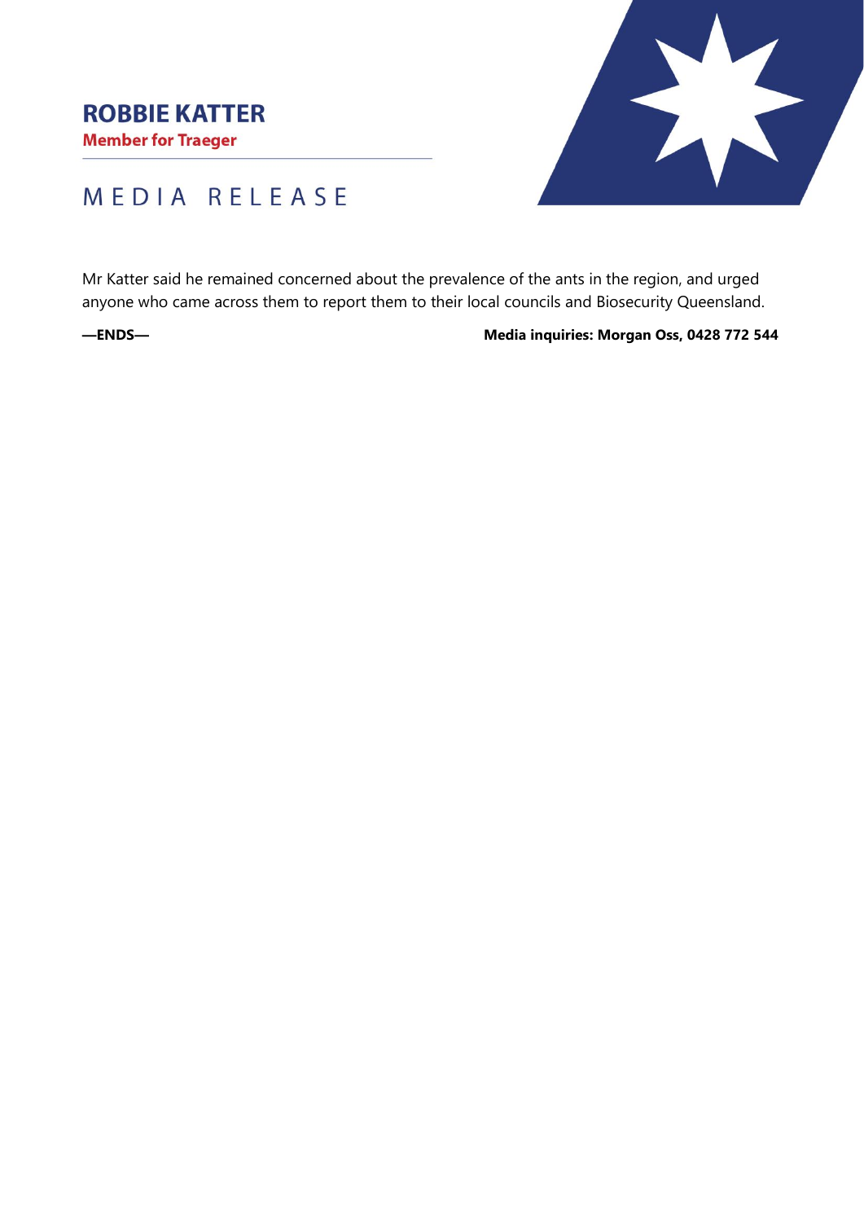# ROBBIE KATTER

**Member for Traeger**

MEDIA RELEASE

Mr Katter said he remained concerned about the prevalence of the ants in the region, and urged anyone who came across them to report them to their local councils and Biosecurity Queensland.

**—ENDS—**

**Media inquiries: Morgan Oss, 0428 772 544**